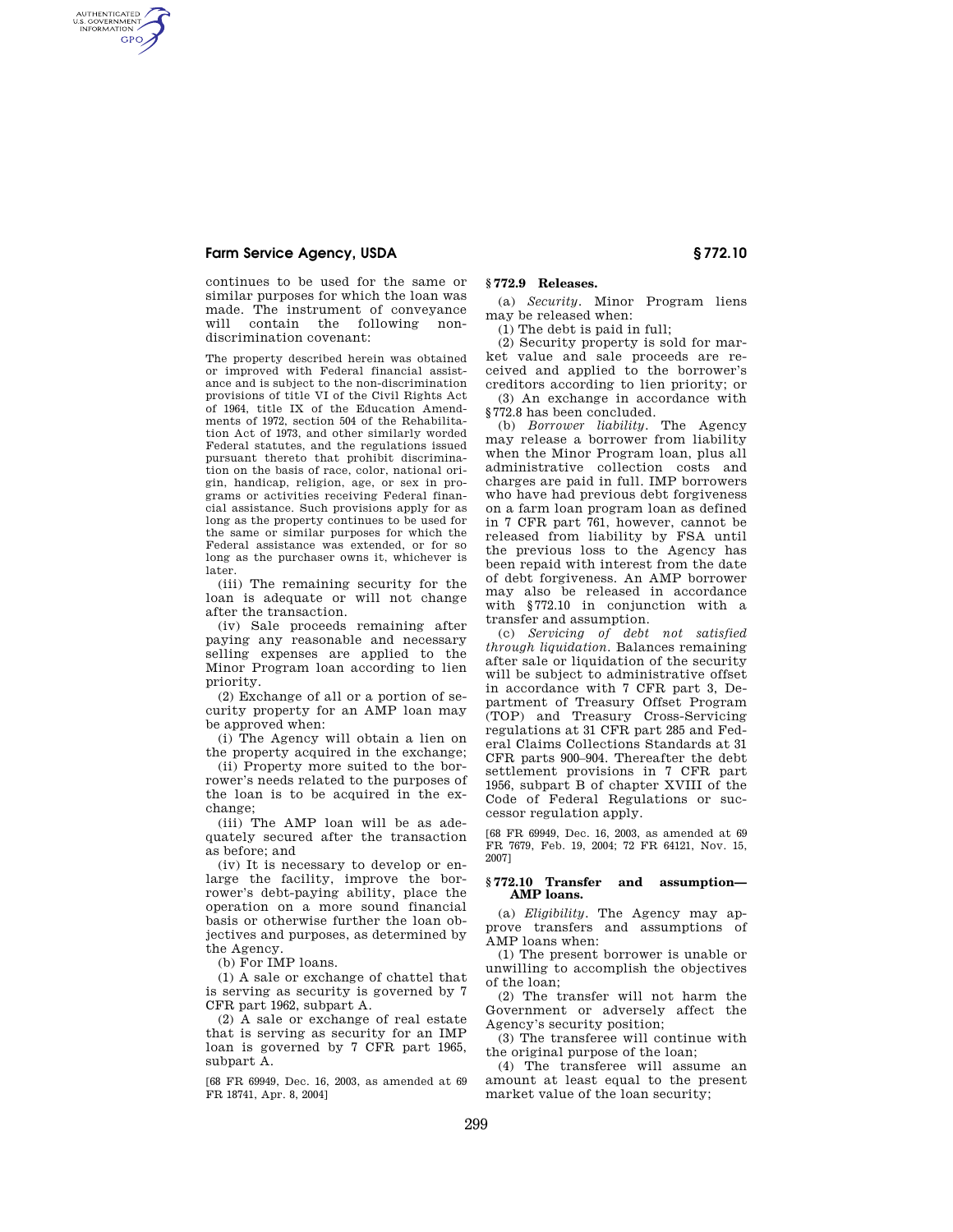continues to be used for the same or similar purposes for which the loan was made. The instrument of conveyance will contain the following non-discrimination covenant:

The property described herein was obtained or improved with Federal financial assistance and is subject to the non-discrimination provisions of title VI of the Civil Rights Act of 1964, title IX of the Education Amendments of 1972, section 504 of the Rehabilitation Act of 1973, and other similarly worded Federal statutes, and the regulations issued pursuant thereto that prohibit discrimination on the basis of race, color, national origin, handicap, religion, age, or sex in programs or activities receiving Federal financial assistance. Such provisions apply for as long as the property continues to be used for the same or similar purposes for which the Federal assistance was extended, or for so long as the purchaser owns it, whichever is later.

(iii) The remaining security for the loan is adequate or will not change after the transaction.

(iv) Sale proceeds remaining after paying any reasonable and necessary selling expenses are applied to the Minor Program loan according to lien priority.

(2) Exchange of all or a portion of security property for an AMP loan may be approved when:

(i) The Agency will obtain a lien on the property acquired in the exchange;

(ii) Property more suited to the borrower's needs related to the purposes of the loan is to be acquired in the exchange;

(iii) The AMP loan will be as adequately secured after the transaction as before; and

(iv) It is necessary to develop or enlarge the facility, improve the borrower's debt-paying ability, place the operation on a more sound financial basis or otherwise further the loan objectives and purposes, as determined by the Agency.

(b) For IMP loans.

(1) A sale or exchange of chattel that is serving as security is governed by 7 CFR part 1962, subpart A.

(2) A sale or exchange of real estate that is serving as security for an IMP loan is governed by 7 CFR part 1965, subpart A.

[68 FR 69949, Dec. 16, 2003, as amended at 69 FR 18741, Apr. 8, 2004]

## § 772.9 Releases.

(a) *Security.* Minor Program liens may be released when:

(1) The debt is paid in full;

(2) Security property is sold for market value and sale proceeds are received and applied to the borrower's creditors according to lien priority; or

(3) An exchange in accordance with §772.8 has been concluded.

(b) *Borrower liability.* The Agency may release a borrower from liability when the Minor Program loan, plus all administrative collection costs and charges are paid in full. IMP borrowers who have had previous debt forgiveness on a farm loan program loan as defined in 7 CFR part 761, however, cannot be released from liability by FSA until the previous loss to the Agency has been repaid with interest from the date of debt forgiveness. An AMP borrower may also be released in accordance with §772.10 in conjunction with a transfer and assumption.

(c) *Servicing of debt not satisfied through liquidation.* Balances remaining after sale or liquidation of the security will be subject to administrative offset in accordance with 7 CFR part 3, Department of Treasury Offset Program (TOP) and Treasury Cross-Servicing regulations at 31 CFR part 285 and Federal Claims Collections Standards at 31 CFR parts 900–904. Thereafter the debt settlement provisions in 7 CFR part 1956, subpart B of chapter XVIII of the Code of Federal Regulations or successor regulation apply.

[68 FR 69949, Dec. 16, 2003, as amended at 69 FR 7679, Feb. 19, 2004; 72 FR 64121, Nov. 15, 2007]

## § 772.10 Transfer and assumption—AMP loans.

(a) *Eligibility.* The Agency may approve transfers and assumptions of AMP loans when:

(1) The present borrower is unable or unwilling to accomplish the objectives of the loan;

(2) The transfer will not harm the Government or adversely affect the Agency's security position;

(3) The transferee will continue with the original purpose of the loan;

(4) The transferee will assume an amount at least equal to the present market value of the loan security;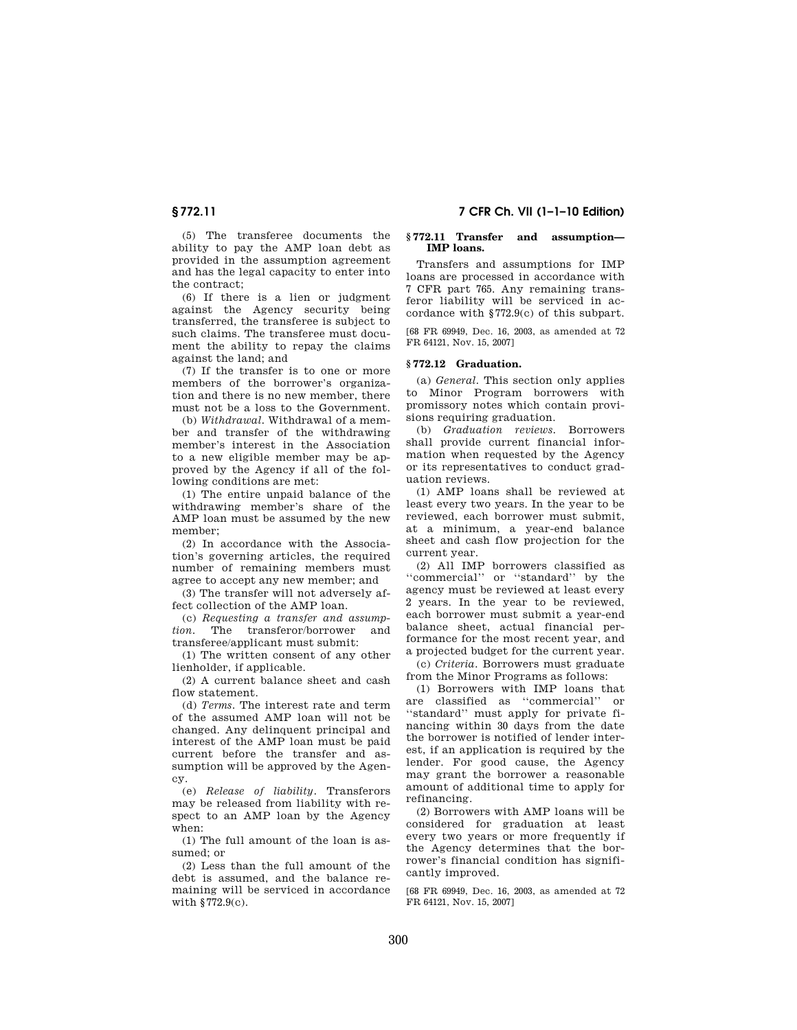(5) The transferee documents the ability to pay the AMP loan debt as provided in the assumption agreement and has the legal capacity to enter into the contract;

(6) If there is a lien or judgment against the Agency security being transferred, the transferee is subject to such claims. The transferee must document the ability to repay the claims against the land; and

(7) If the transfer is to one or more members of the borrower's organization and there is no new member, there must not be a loss to the Government.

(b) *Withdrawal.* Withdrawal of a member and transfer of the withdrawing member's interest in the Association to a new eligible member may be approved by the Agency if all of the following conditions are met:

(1) The entire unpaid balance of the withdrawing member's share of the AMP loan must be assumed by the new member;

(2) In accordance with the Association's governing articles, the required number of remaining members must agree to accept any new member; and

(3) The transfer will not adversely affect collection of the AMP loan.

(c) *Requesting a transfer and assumption.* The transferor/borrower and transferee/applicant must submit:

(1) The written consent of any other lienholder, if applicable.

(2) A current balance sheet and cash flow statement.

(d) *Terms.* The interest rate and term of the assumed AMP loan will not be changed. Any delinquent principal and interest of the AMP loan must be paid current before the transfer and assumption will be approved by the Agency.

(e) *Release of liability.* Transferors may be released from liability with respect to an AMP loan by the Agency when:

(1) The full amount of the loan is assumed; or

(2) Less than the full amount of the debt is assumed, and the balance remaining will be serviced in accordance with §772.9(c).

### §772.11 Transfer and assumption—IMP loans.

Transfers and assumptions for IMP loans are processed in accordance with 7 CFR part 765. Any remaining transferor liability will be serviced in accordance with §772.9(c) of this subpart.

[68 FR 69949, Dec. 16, 2003, as amended at 72 FR 64121, Nov. 15, 2007]

### §772.12 Graduation.

(a) *General.* This section only applies to Minor Program borrowers with promissory notes which contain provisions requiring graduation.

(b) *Graduation reviews.* Borrowers shall provide current financial information when requested by the Agency or its representatives to conduct graduation reviews.

(1) AMP loans shall be reviewed at least every two years. In the year to be reviewed, each borrower must submit, at a minimum, a year-end balance sheet and cash flow projection for the current year.

(2) All IMP borrowers classified as "commercial" or "standard" by the agency must be reviewed at least every 2 years. In the year to be reviewed, each borrower must submit a year-end balance sheet, actual financial performance for the most recent year, and a projected budget for the current year.

(c) *Criteria.* Borrowers must graduate from the Minor Programs as follows:

(1) Borrowers with IMP loans that are classified as "commercial" or "standard" must apply for private financing within 30 days from the date the borrower is notified of lender interest, if an application is required by the lender. For good cause, the Agency may grant the borrower a reasonable amount of additional time to apply for refinancing.

(2) Borrowers with AMP loans will be considered for graduation at least every two years or more frequently if the Agency determines that the borrower's financial condition has significantly improved.

[68 FR 69949, Dec. 16, 2003, as amended at 72 FR 64121, Nov. 15, 2007]